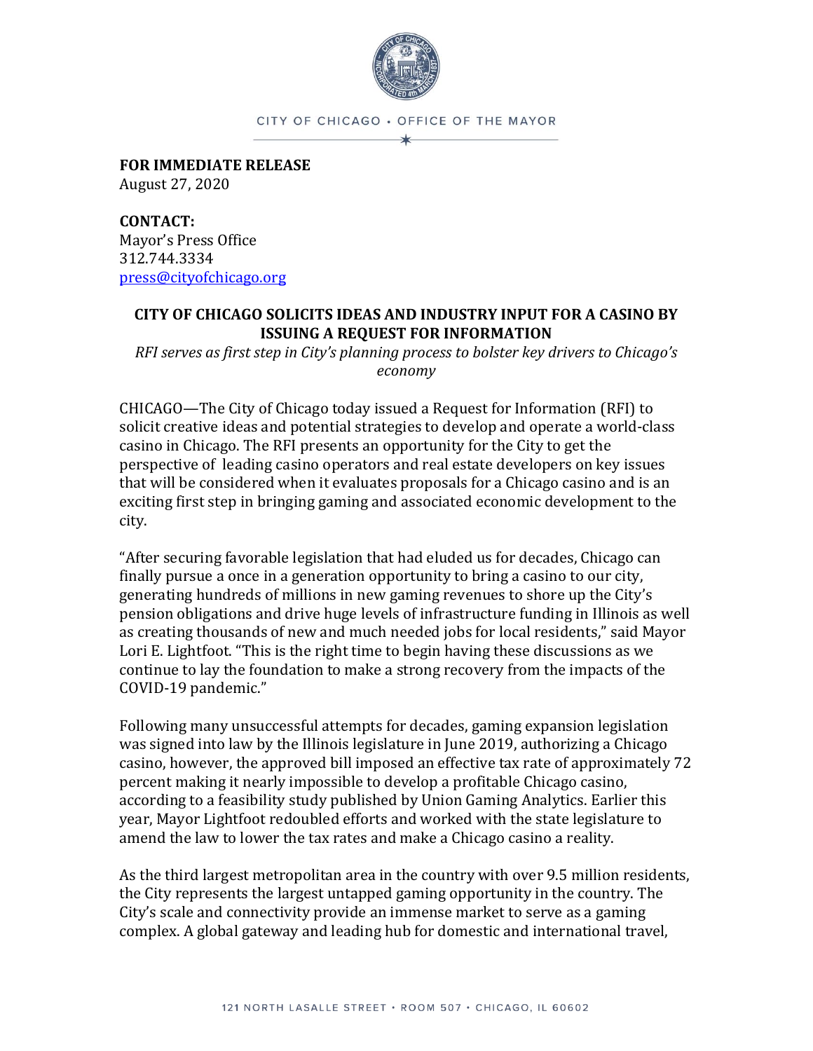CITY OF CHICAGO • OFFICE OF THE MAYOR

**FOR IMMEDIATE RELEASE**
August 27, 2020

**CONTACT:**
Mayor's Press Office
312.744.3334
press@cityofchicago.org

**CITY OF CHICAGO SOLICITS IDEAS AND INDUSTRY INPUT FOR A CASINO BY ISSUING A REQUEST FOR INFORMATION**

*RFI serves as first step in City's planning process to bolster key drivers to Chicago's economy*

CHICAGO—The City of Chicago today issued a Request for Information (RFI) to solicit creative ideas and potential strategies to develop and operate a world-class casino in Chicago. The RFI presents an opportunity for the City to get the perspective of leading casino operators and real estate developers on key issues that will be considered when it evaluates proposals for a Chicago casino and is an exciting first step in bringing gaming and associated economic development to the city.

"After securing favorable legislation that had eluded us for decades, Chicago can finally pursue a once in a generation opportunity to bring a casino to our city, generating hundreds of millions in new gaming revenues to shore up the City's pension obligations and drive huge levels of infrastructure funding in Illinois as well as creating thousands of new and much needed jobs for local residents," said Mayor Lori E. Lightfoot. "This is the right time to begin having these discussions as we continue to lay the foundation to make a strong recovery from the impacts of the COVID-19 pandemic."

Following many unsuccessful attempts for decades, gaming expansion legislation was signed into law by the Illinois legislature in June 2019, authorizing a Chicago casino, however, the approved bill imposed an effective tax rate of approximately 72 percent making it nearly impossible to develop a profitable Chicago casino, according to a feasibility study published by Union Gaming Analytics. Earlier this year, Mayor Lightfoot redoubled efforts and worked with the state legislature to amend the law to lower the tax rates and make a Chicago casino a reality.

As the third largest metropolitan area in the country with over 9.5 million residents, the City represents the largest untapped gaming opportunity in the country. The City's scale and connectivity provide an immense market to serve as a gaming complex. A global gateway and leading hub for domestic and international travel,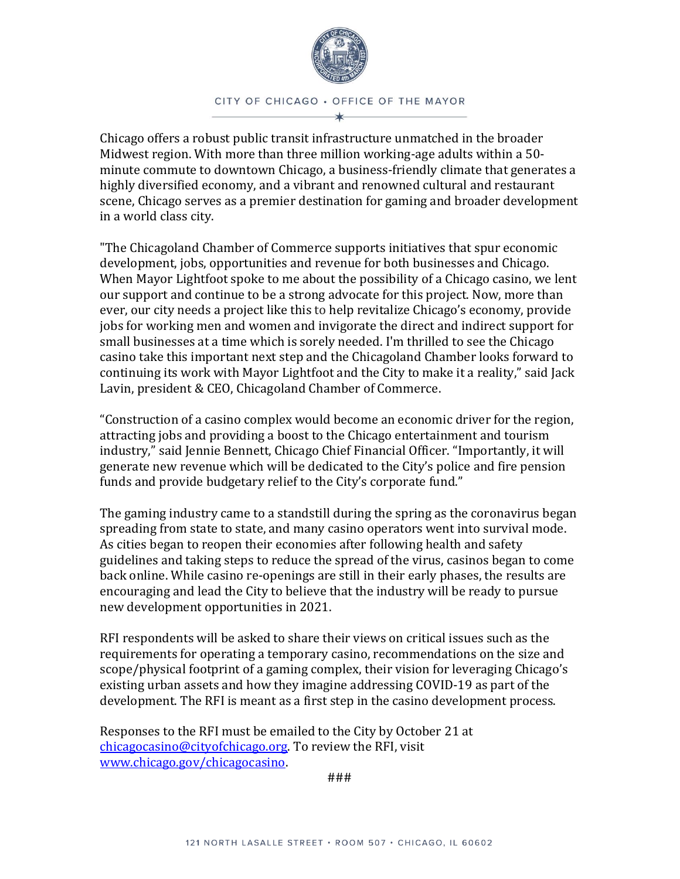Chicago offers a robust public transit infrastructure unmatched in the broader Midwest region. With more than three million working-age adults within a 50-minute commute to downtown Chicago, a business-friendly climate that generates a highly diversified economy, and a vibrant and renowned cultural and restaurant scene, Chicago serves as a premier destination for gaming and broader development in a world class city.

"The Chicagoland Chamber of Commerce supports initiatives that spur economic development, jobs, opportunities and revenue for both businesses and Chicago. When Mayor Lightfoot spoke to me about the possibility of a Chicago casino, we lent our support and continue to be a strong advocate for this project. Now, more than ever, our city needs a project like this to help revitalize Chicago's economy, provide jobs for working men and women and invigorate the direct and indirect support for small businesses at a time which is sorely needed. I'm thrilled to see the Chicago casino take this important next step and the Chicagoland Chamber looks forward to continuing its work with Mayor Lightfoot and the City to make it a reality," said Jack Lavin, president & CEO, Chicagoland Chamber of Commerce.

"Construction of a casino complex would become an economic driver for the region, attracting jobs and providing a boost to the Chicago entertainment and tourism industry," said Jennie Bennett, Chicago Chief Financial Officer. "Importantly, it will generate new revenue which will be dedicated to the City's police and fire pension funds and provide budgetary relief to the City's corporate fund."

The gaming industry came to a standstill during the spring as the coronavirus began spreading from state to state, and many casino operators went into survival mode. As cities began to reopen their economies after following health and safety guidelines and taking steps to reduce the spread of the virus, casinos began to come back online. While casino re-openings are still in their early phases, the results are encouraging and lead the City to believe that the industry will be ready to pursue new development opportunities in 2021.

RFI respondents will be asked to share their views on critical issues such as the requirements for operating a temporary casino, recommendations on the size and scope/physical footprint of a gaming complex, their vision for leveraging Chicago's existing urban assets and how they imagine addressing COVID-19 as part of the development. The RFI is meant as a first step in the casino development process.

Responses to the RFI must be emailed to the City by October 21 at [chicagocasino@cityofchicago.org](mailto:chicagocasino@cityofchicago.org). To review the RFI, visit [www.chicago.gov/chicagocasino](http://www.chicago.gov/chicagocasino).

###